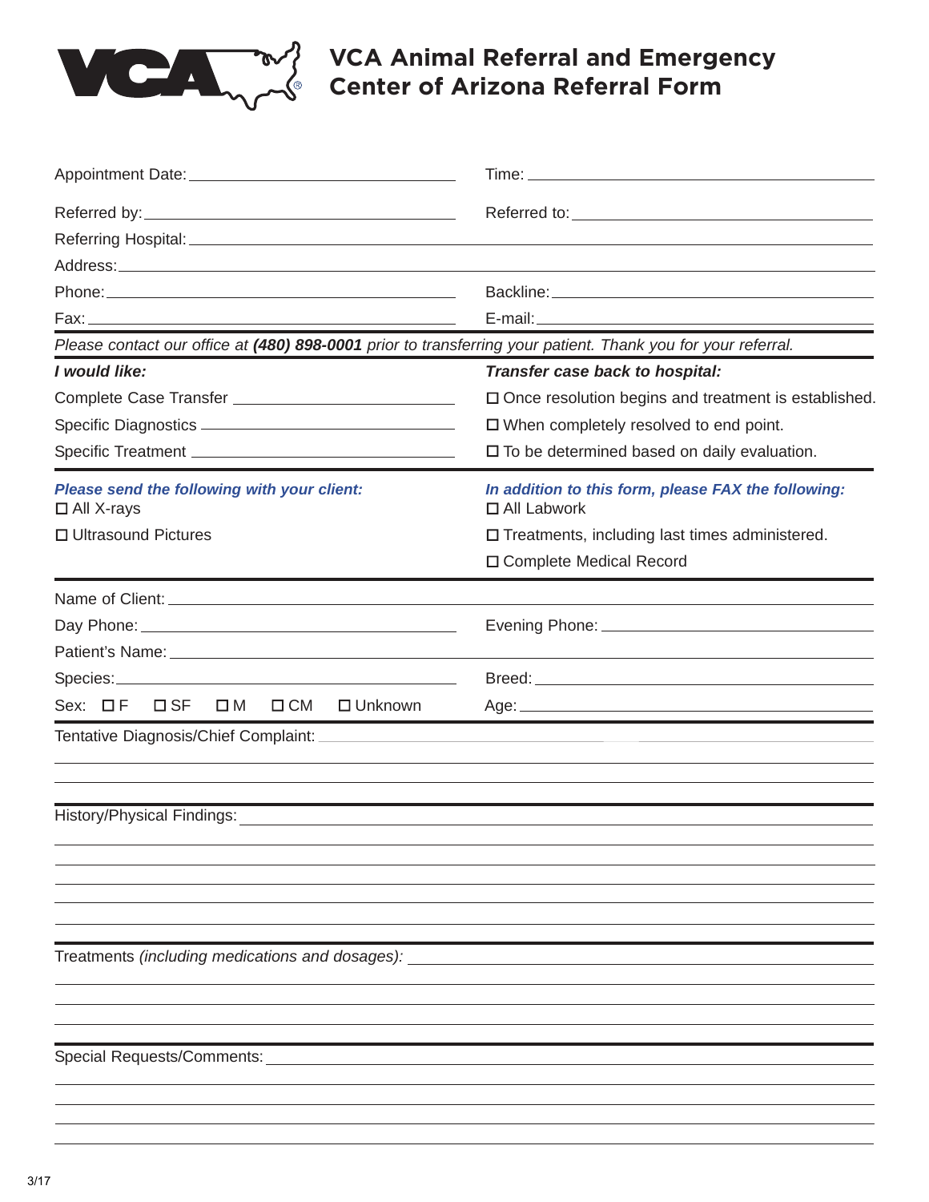# VCA Animal Referral and Emergency Center of Arizona Referral Form

Appointment Date: ______________________ Time: ______________________

Referred by: ______________________ Referred to: ______________________

Referring Hospital: ______________________

Address: ______________________

Phone: ______________________ Backline: ______________________

Fax: ______________________ E-mail: ______________________

*Please contact our office at **(480) 898-0001** prior to transferring your patient. Thank you for your referral.*

***I would like:***

Complete Case Transfer ______________________

Specific Diagnostics ______________________

Specific Treatment ______________________

***Transfer case back to hospital:***

☐ Once resolution begins and treatment is established.

☐ When completely resolved to end point.

☐ To be determined based on daily evaluation.

***Please send the following with your client:***

☐ All X-rays

☐ Ultrasound Pictures

***In addition to this form, please FAX the following:***

☐ All Labwork

☐ Treatments, including last times administered.

☐ Complete Medical Record

Name of Client: ______________________

Day Phone: ______________________ Evening Phone: ______________________

Patient's Name: ______________________

Species: ______________________ Breed: ______________________

Sex: ☐ F ☐ SF ☐ M ☐ CM ☐ Unknown Age: ______________________

Tentative Diagnosis/Chief Complaint: ______________________

History/Physical Findings: ______________________

Treatments *(including medications and dosages):* ______________________

Special Requests/Comments: ______________________

3/17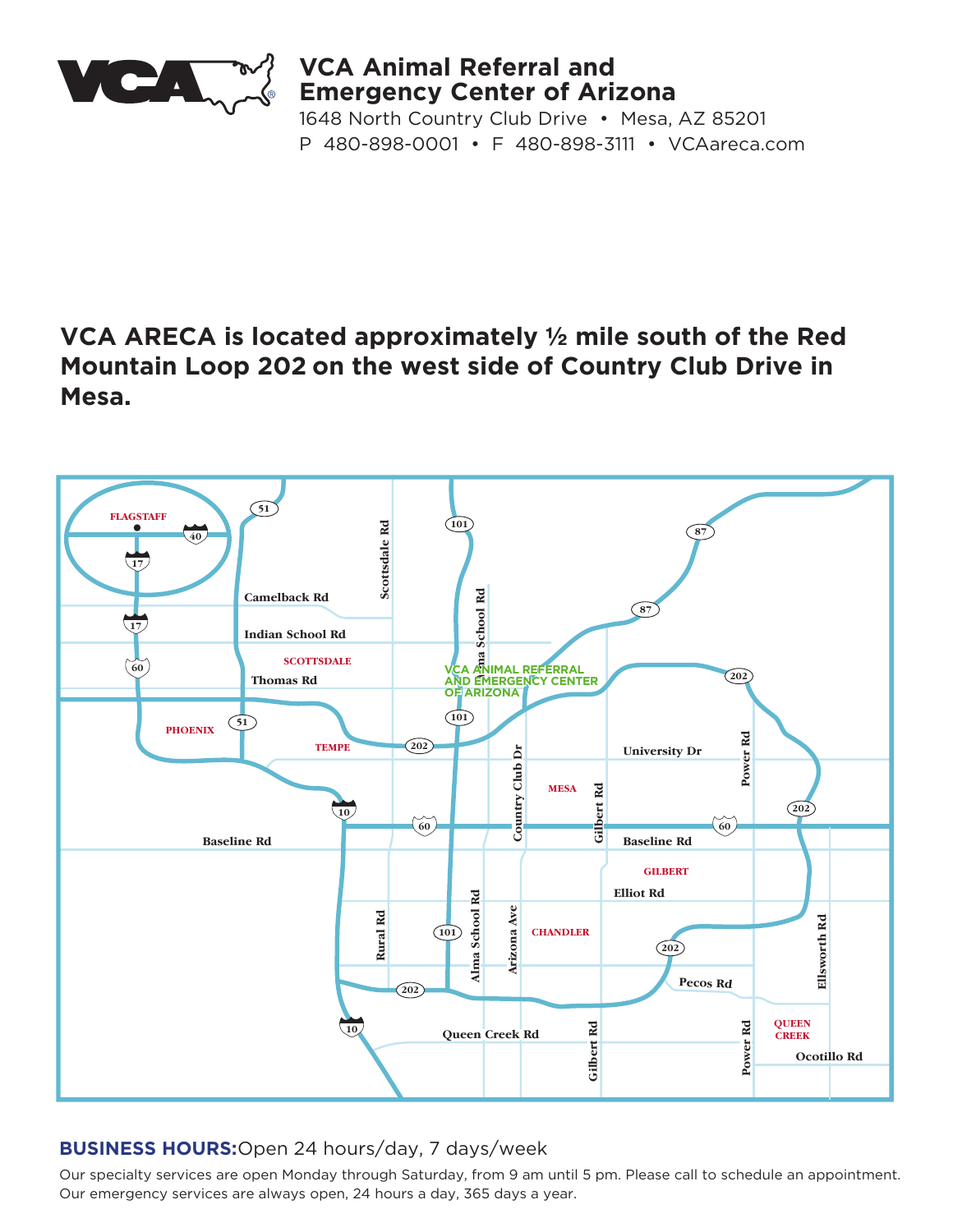# VCA Animal Referral and Emergency Center of Arizona

1648 North Country Club Drive • Mesa, AZ 85201

P 480-898-0001 • F 480-898-3111 • VCAareca.com

## VCA ARECA is located approximately ½ mile south of the Red Mountain Loop 202 on the west side of Country Club Drive in Mesa.

FLAGSTAFF
40
17
51
Scottsdale Rd
101
87
Camelback Rd
Alma School Rd
87
Indian School Rd
SCOTTSDALE
VCA ANIMAL REFERRAL AND EMERGENCY CENTER OF ARIZONA
60
Thomas Rd
202
101
51
PHOENIX
TEMPE
202
University Dr
Power Rd
Country Club Dr
MESA
Gilbert Rd
202
10
60
60
Baseline Rd
Baseline Rd
GILBERT
Elliot Rd
Alma School Rd
Rural Rd
101
Arizona Ave
CHANDLER
Ellsworth Rd
202
Pecos Rd
202
QUEEN CREEK
10
Queen Creek Rd
Gilbert Rd
Power Rd
Ocotillo Rd

**BUSINESS HOURS:** Open 24 hours/day, 7 days/week

Our specialty services are open Monday through Saturday, from 9 am until 5 pm. Please call to schedule an appointment.
Our emergency services are always open, 24 hours a day, 365 days a year.